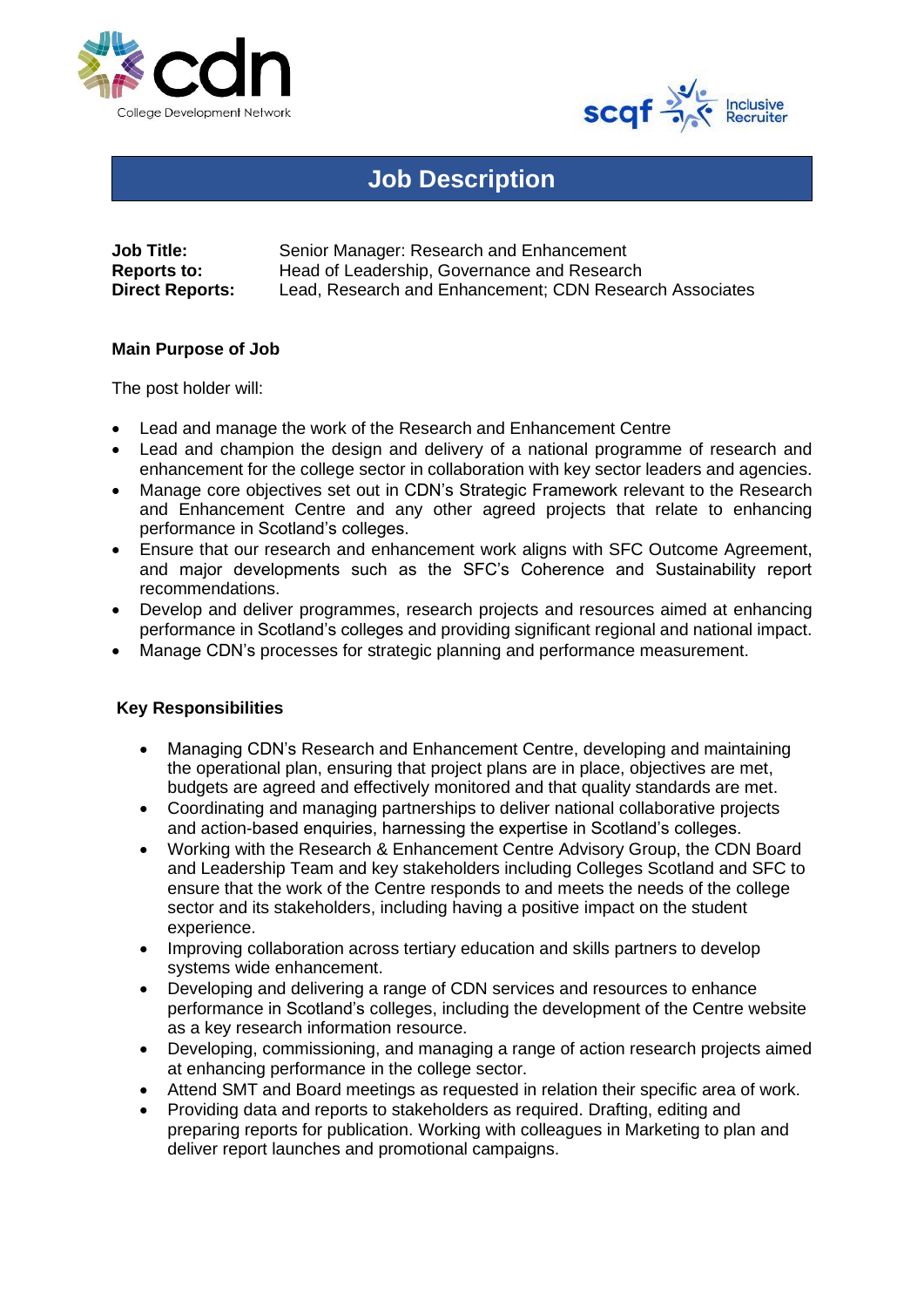# Job Description

**Job Title:** Senior Manager: Research and Enhancement
**Reports to:** Head of Leadership, Governance and Research
**Direct Reports:** Lead, Research and Enhancement; CDN Research Associates

## Main Purpose of Job

The post holder will:

- Lead and manage the work of the Research and Enhancement Centre
- Lead and champion the design and delivery of a national programme of research and enhancement for the college sector in collaboration with key sector leaders and agencies.
- Manage core objectives set out in CDN's Strategic Framework relevant to the Research and Enhancement Centre and any other agreed projects that relate to enhancing performance in Scotland's colleges.
- Ensure that our research and enhancement work aligns with SFC Outcome Agreement, and major developments such as the SFC's Coherence and Sustainability report recommendations.
- Develop and deliver programmes, research projects and resources aimed at enhancing performance in Scotland's colleges and providing significant regional and national impact.
- Manage CDN's processes for strategic planning and performance measurement.

## Key Responsibilities

- Managing CDN's Research and Enhancement Centre, developing and maintaining the operational plan, ensuring that project plans are in place, objectives are met, budgets are agreed and effectively monitored and that quality standards are met.
- Coordinating and managing partnerships to deliver national collaborative projects and action-based enquiries, harnessing the expertise in Scotland's colleges.
- Working with the Research & Enhancement Centre Advisory Group, the CDN Board and Leadership Team and key stakeholders including Colleges Scotland and SFC to ensure that the work of the Centre responds to and meets the needs of the college sector and its stakeholders, including having a positive impact on the student experience.
- Improving collaboration across tertiary education and skills partners to develop systems wide enhancement.
- Developing and delivering a range of CDN services and resources to enhance performance in Scotland's colleges, including the development of the Centre website as a key research information resource.
- Developing, commissioning, and managing a range of action research projects aimed at enhancing performance in the college sector.
- Attend SMT and Board meetings as requested in relation their specific area of work.
- Providing data and reports to stakeholders as required. Drafting, editing and preparing reports for publication. Working with colleagues in Marketing to plan and deliver report launches and promotional campaigns.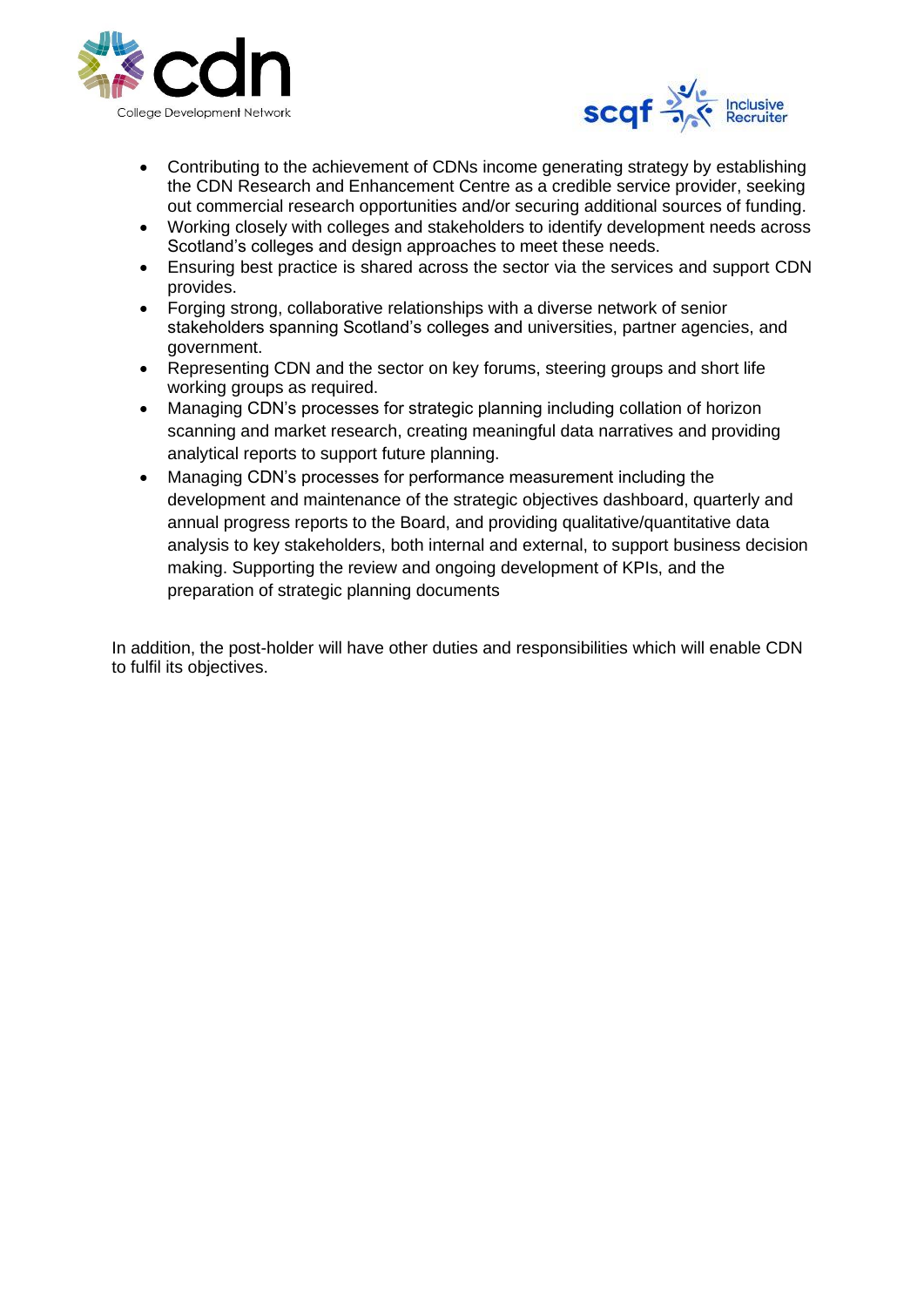- Contributing to the achievement of CDNs income generating strategy by establishing the CDN Research and Enhancement Centre as a credible service provider, seeking out commercial research opportunities and/or securing additional sources of funding.
- Working closely with colleges and stakeholders to identify development needs across Scotland's colleges and design approaches to meet these needs.
- Ensuring best practice is shared across the sector via the services and support CDN provides.
- Forging strong, collaborative relationships with a diverse network of senior stakeholders spanning Scotland's colleges and universities, partner agencies, and government.
- Representing CDN and the sector on key forums, steering groups and short life working groups as required.
- Managing CDN's processes for strategic planning including collation of horizon scanning and market research, creating meaningful data narratives and providing analytical reports to support future planning.
- Managing CDN's processes for performance measurement including the development and maintenance of the strategic objectives dashboard, quarterly and annual progress reports to the Board, and providing qualitative/quantitative data analysis to key stakeholders, both internal and external, to support business decision making. Supporting the review and ongoing development of KPIs, and the preparation of strategic planning documents

In addition, the post-holder will have other duties and responsibilities which will enable CDN to fulfil its objectives.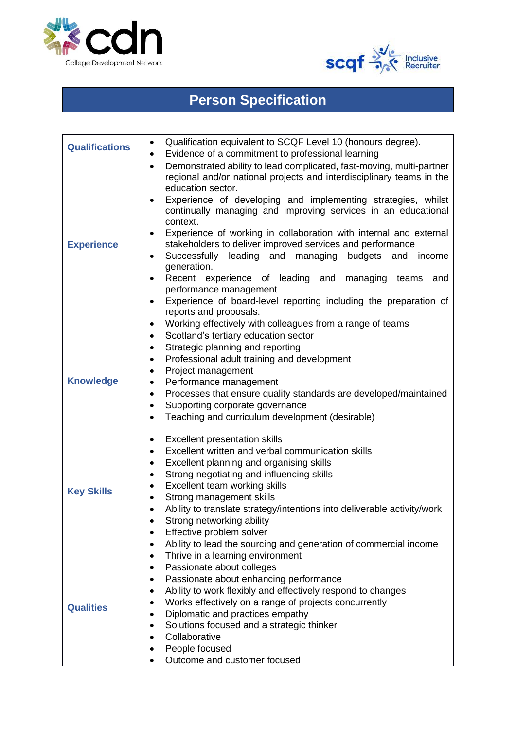# Person Specification

| | |
|---|---|
| **Qualifications** | • Qualification equivalent to SCQF Level 10 (honours degree).<br>• Evidence of a commitment to professional learning |
| **Experience** | • Demonstrated ability to lead complicated, fast-moving, multi-partner regional and/or national projects and interdisciplinary teams in the education sector.<br>• Experience of developing and implementing strategies, whilst continually managing and improving services in an educational context.<br>• Experience of working in collaboration with internal and external stakeholders to deliver improved services and performance<br>• Successfully leading and managing budgets and income generation.<br>• Recent experience of leading and managing teams and performance management<br>• Experience of board-level reporting including the preparation of reports and proposals.<br>• Working effectively with colleagues from a range of teams |
| **Knowledge** | • Scotland's tertiary education sector<br>• Strategic planning and reporting<br>• Professional adult training and development<br>• Project management<br>• Performance management<br>• Processes that ensure quality standards are developed/maintained<br>• Supporting corporate governance<br>• Teaching and curriculum development (desirable) |
| **Key Skills** | • Excellent presentation skills<br>• Excellent written and verbal communication skills<br>• Excellent planning and organising skills<br>• Strong negotiating and influencing skills<br>• Excellent team working skills<br>• Strong management skills<br>• Ability to translate strategy/intentions into deliverable activity/work<br>• Strong networking ability<br>• Effective problem solver<br>• Ability to lead the sourcing and generation of commercial income |
| **Qualities** | • Thrive in a learning environment<br>• Passionate about colleges<br>• Passionate about enhancing performance<br>• Ability to work flexibly and effectively respond to changes<br>• Works effectively on a range of projects concurrently<br>• Diplomatic and practices empathy<br>• Solutions focused and a strategic thinker<br>• Collaborative<br>• People focused<br>• Outcome and customer focused |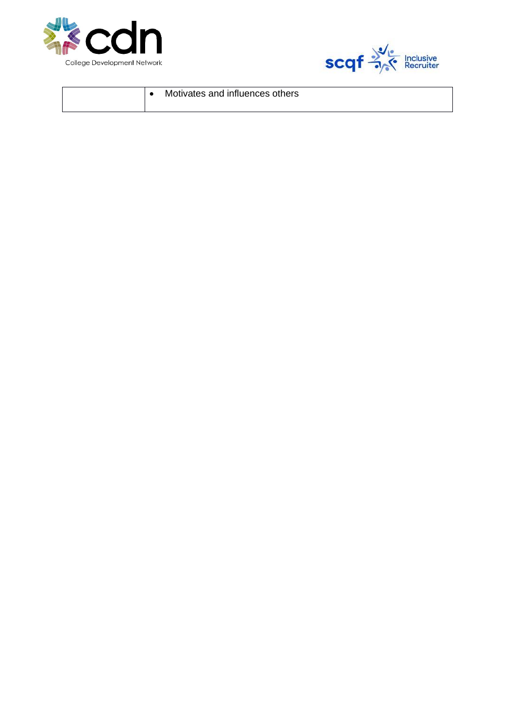| | |
|---|---|
| | • Motivates and influences others |